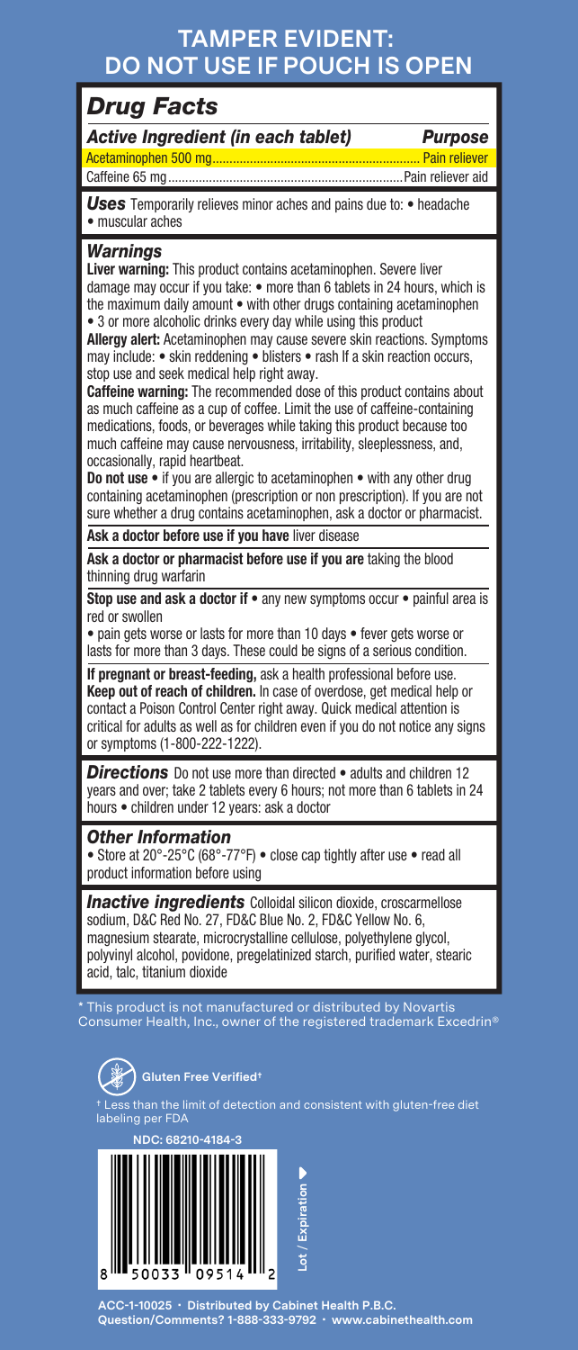# TAMPER EVIDENT: DO NOT USE IF POUCH IS OPEN

## *Drug Facts*

| *Active Ingredient (in each tablet)* | *Purpose* |
| --- | --- |
| Acetaminophen 500 mg | Pain reliever |
| Caffeine 65 mg | Pain reliever aid |

***Uses*** Temporarily relieves minor aches and pains due to: • headache • muscular aches

### *Warnings*

**Liver warning:** This product contains acetaminophen. Severe liver damage may occur if you take: • more than 6 tablets in 24 hours, which is the maximum daily amount • with other drugs containing acetaminophen • 3 or more alcoholic drinks every day while using this product

**Allergy alert:** Acetaminophen may cause severe skin reactions. Symptoms may include: • skin reddening • blisters • rash If a skin reaction occurs, stop use and seek medical help right away.

**Caffeine warning:** The recommended dose of this product contains about as much caffeine as a cup of coffee. Limit the use of caffeine-containing medications, foods, or beverages while taking this product because too much caffeine may cause nervousness, irritability, sleeplessness, and, occasionally, rapid heartbeat.

**Do not use** • if you are allergic to acetaminophen • with any other drug containing acetaminophen (prescription or non prescription). If you are not sure whether a drug contains acetaminophen, ask a doctor or pharmacist.

**Ask a doctor before use if you have** liver disease

**Ask a doctor or pharmacist before use if you are** taking the blood thinning drug warfarin

**Stop use and ask a doctor if** • any new symptoms occur • painful area is red or swollen

• pain gets worse or lasts for more than 10 days • fever gets worse or lasts for more than 3 days. These could be signs of a serious condition.

**If pregnant or breast-feeding,** ask a health professional before use.

**Keep out of reach of children.** In case of overdose, get medical help or contact a Poison Control Center right away. Quick medical attention is critical for adults as well as for children even if you do not notice any signs or symptoms (1-800-222-1222).

***Directions*** Do not use more than directed • adults and children 12 years and over; take 2 tablets every 6 hours; not more than 6 tablets in 24 hours • children under 12 years: ask a doctor

### *Other Information*

• Store at 20°-25°C (68°-77°F) • close cap tightly after use • read all product information before using

***Inactive ingredients*** Colloidal silicon dioxide, croscarmellose sodium, D&C Red No. 27, FD&C Blue No. 2, FD&C Yellow No. 6, magnesium stearate, microcrystalline cellulose, polyethylene glycol, polyvinyl alcohol, povidone, pregelatinized starch, purified water, stearic acid, talc, titanium dioxide

* This product is not manufactured or distributed by Novartis Consumer Health, Inc., owner of the registered trademark Excedrin®

**Gluten Free Verified†**

† Less than the limit of detection and consistent with gluten-free diet labeling per FDA

**NDC: 68210-4184-3**

8 50033 09514 2

Lot / Expiration ▶

**ACC-1-10025 · Distributed by Cabinet Health P.B.C.**
**Question/Comments? 1-888-333-9792 · www.cabinethealth.com**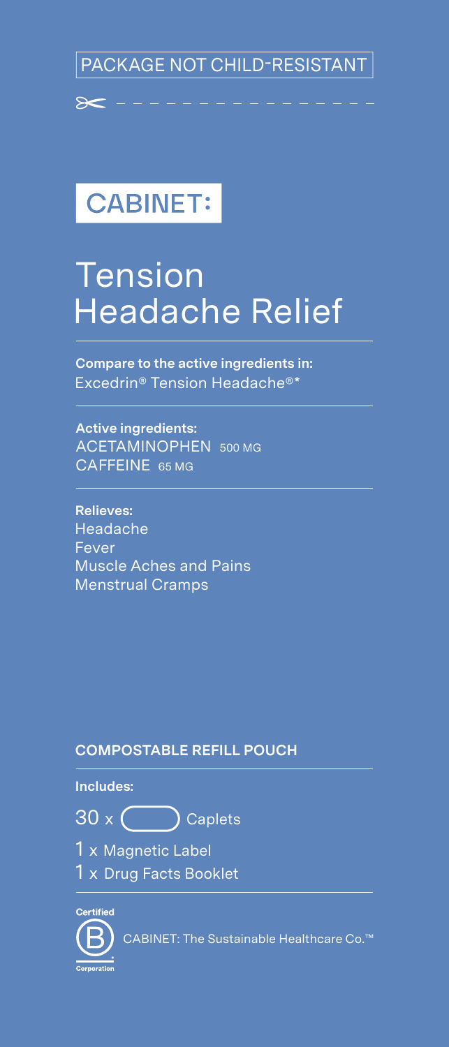PACKAGE NOT CHILD-RESISTANT

# CABINET:

# Tension Headache Relief

**Compare to the active ingredients in:**
Excedrin® Tension Headache®*

**Active ingredients:**
ACETAMINOPHEN 500 MG
CAFFEINE 65 MG

**Relieves:**
Headache
Fever
Muscle Aches and Pains
Menstrual Cramps

**COMPOSTABLE REFILL POUCH**

**Includes:**

30 x Caplets

1 x Magnetic Label

1 x Drug Facts Booklet

Certified B Corporation

CABINET: The Sustainable Healthcare Co.™